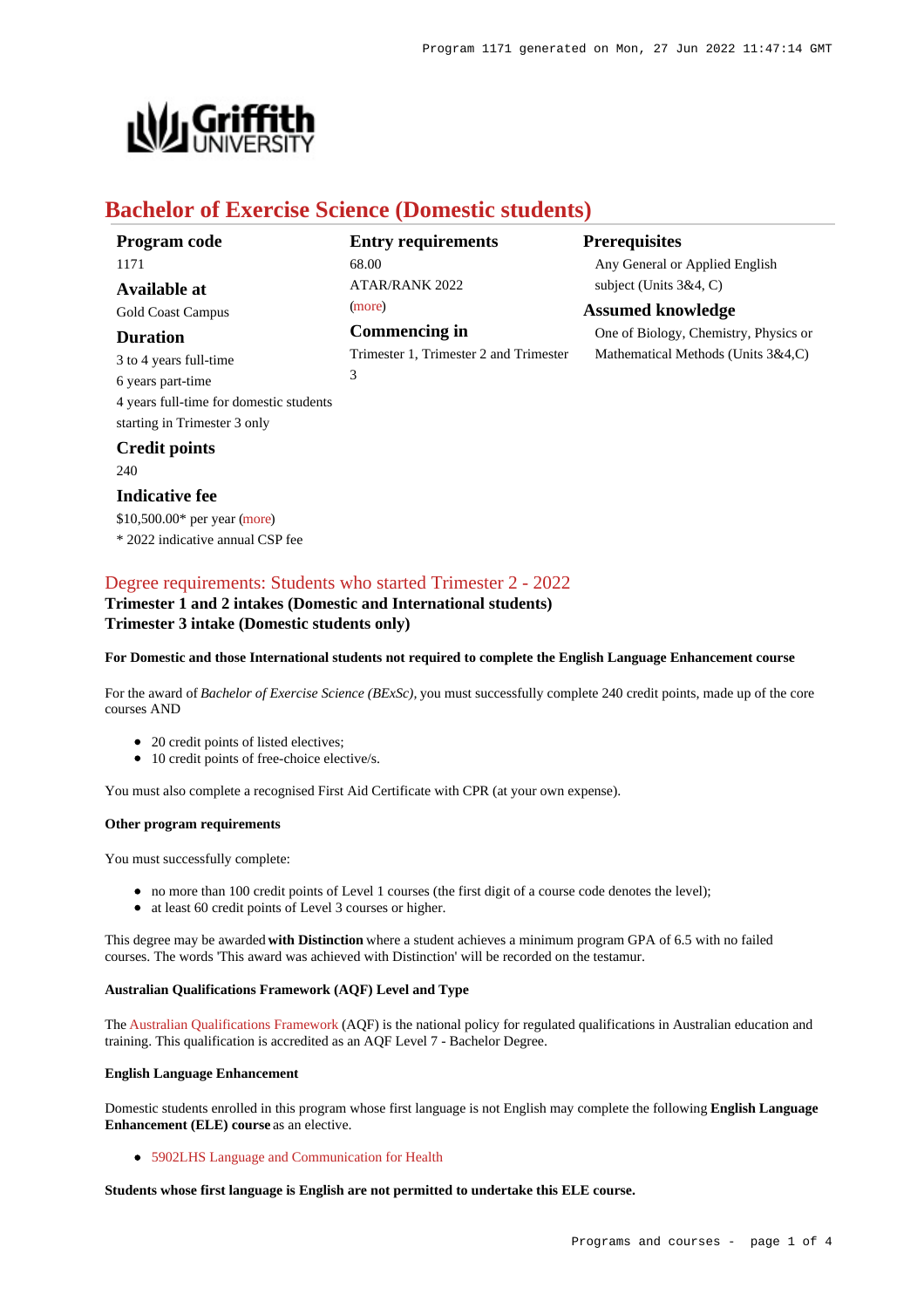# Bachelor of Exercise Science (Domestic students)

### Program code

1171

### Available at

Gold Coast Campus

### Duration

3 to 4 years full-time
6 years part-time
4 years full-time for domestic students starting in Trimester 3 only

### Credit points

240

### Indicative fee

$10,500.00* per year (more)
* 2022 indicative annual CSP fee

### Entry requirements

68.00
ATAR/RANK 2022
(more)

### Commencing in

Trimester 1, Trimester 2 and Trimester 3

### Prerequisites

Any General or Applied English subject (Units 3&4, C)

### Assumed knowledge

One of Biology, Chemistry, Physics or Mathematical Methods (Units 3&4,C)

## Degree requirements: Students who started Trimester 2 - 2022

**Trimester 1 and 2 intakes (Domestic and International students)**
**Trimester 3 intake (Domestic students only)**

#### For Domestic and those International students not required to complete the English Language Enhancement course

For the award of *Bachelor of Exercise Science (BExSc)*, you must successfully complete 240 credit points, made up of the core courses AND

- 20 credit points of listed electives;
- 10 credit points of free-choice elective/s.

You must also complete a recognised First Aid Certificate with CPR (at your own expense).

#### Other program requirements

You must successfully complete:

- no more than 100 credit points of Level 1 courses (the first digit of a course code denotes the level);
- at least 60 credit points of Level 3 courses or higher.

This degree may be awarded **with Distinction** where a student achieves a minimum program GPA of 6.5 with no failed courses. The words 'This award was achieved with Distinction' will be recorded on the testamur.

#### Australian Qualifications Framework (AQF) Level and Type

The Australian Qualifications Framework (AQF) is the national policy for regulated qualifications in Australian education and training. This qualification is accredited as an AQF Level 7 - Bachelor Degree.

#### English Language Enhancement

Domestic students enrolled in this program whose first language is not English may complete the following **English Language Enhancement (ELE) course** as an elective.

- 5902LHS Language and Communication for Health

**Students whose first language is English are not permitted to undertake this ELE course.**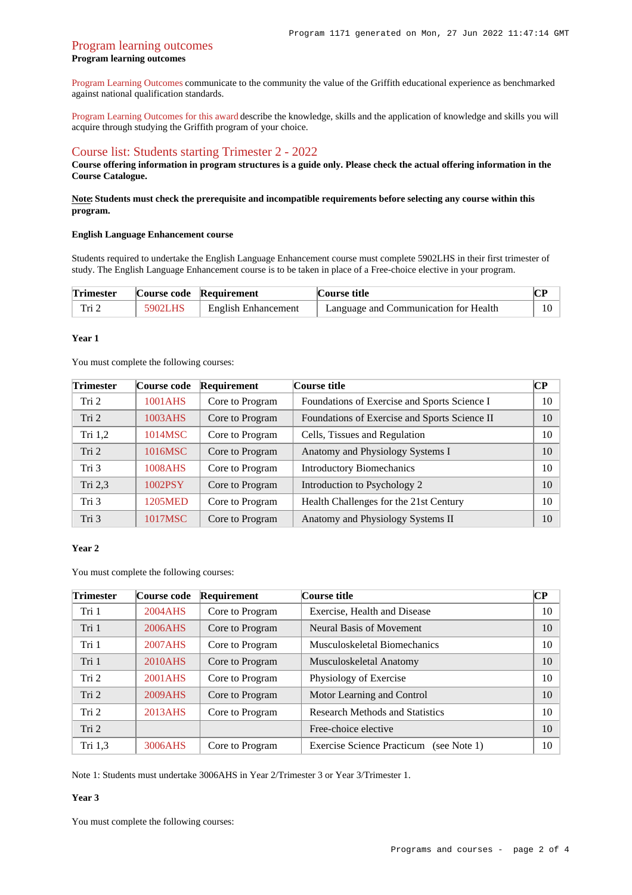## Program learning outcomes

**Program learning outcomes**

Program Learning Outcomes communicate to the community the value of the Griffith educational experience as benchmarked against national qualification standards.

Program Learning Outcomes for this award describe the knowledge, skills and the application of knowledge and skills you will acquire through studying the Griffith program of your choice.

## Course list: Students starting Trimester 2 - 2022

**Course offering information in program structures is a guide only. Please check the actual offering information in the Course Catalogue.**

**Note: Students must check the prerequisite and incompatible requirements before selecting any course within this program.**

#### English Language Enhancement course

Students required to undertake the English Language Enhancement course must complete 5902LHS in their first trimester of study. The English Language Enhancement course is to be taken in place of a Free-choice elective in your program.

| Trimester | Course code | Requirement | Course title | CP |
|---|---|---|---|---|
| Tri 2 | 5902LHS | English Enhancement | Language and Communication for Health | 10 |

#### Year 1

You must complete the following courses:

| Trimester | Course code | Requirement | Course title | CP |
|---|---|---|---|---|
| Tri 2 | 1001AHS | Core to Program | Foundations of Exercise and Sports Science I | 10 |
| Tri 2 | 1003AHS | Core to Program | Foundations of Exercise and Sports Science II | 10 |
| Tri 1,2 | 1014MSC | Core to Program | Cells, Tissues and Regulation | 10 |
| Tri 2 | 1016MSC | Core to Program | Anatomy and Physiology Systems I | 10 |
| Tri 3 | 1008AHS | Core to Program | Introductory Biomechanics | 10 |
| Tri 2,3 | 1002PSY | Core to Program | Introduction to Psychology 2 | 10 |
| Tri 3 | 1205MED | Core to Program | Health Challenges for the 21st Century | 10 |
| Tri 3 | 1017MSC | Core to Program | Anatomy and Physiology Systems II | 10 |

#### Year 2

You must complete the following courses:

| Trimester | Course code | Requirement | Course title | CP |
|---|---|---|---|---|
| Tri 1 | 2004AHS | Core to Program | Exercise, Health and Disease | 10 |
| Tri 1 | 2006AHS | Core to Program | Neural Basis of Movement | 10 |
| Tri 1 | 2007AHS | Core to Program | Musculoskeletal Biomechanics | 10 |
| Tri 1 | 2010AHS | Core to Program | Musculoskeletal Anatomy | 10 |
| Tri 2 | 2001AHS | Core to Program | Physiology of Exercise | 10 |
| Tri 2 | 2009AHS | Core to Program | Motor Learning and Control | 10 |
| Tri 2 | 2013AHS | Core to Program | Research Methods and Statistics | 10 |
| Tri 2 | | | Free-choice elective | 10 |
| Tri 1,3 | 3006AHS | Core to Program | Exercise Science Practicum (see Note 1) | 10 |

Note 1: Students must undertake 3006AHS in Year 2/Trimester 3 or Year 3/Trimester 1.

#### Year 3

You must complete the following courses: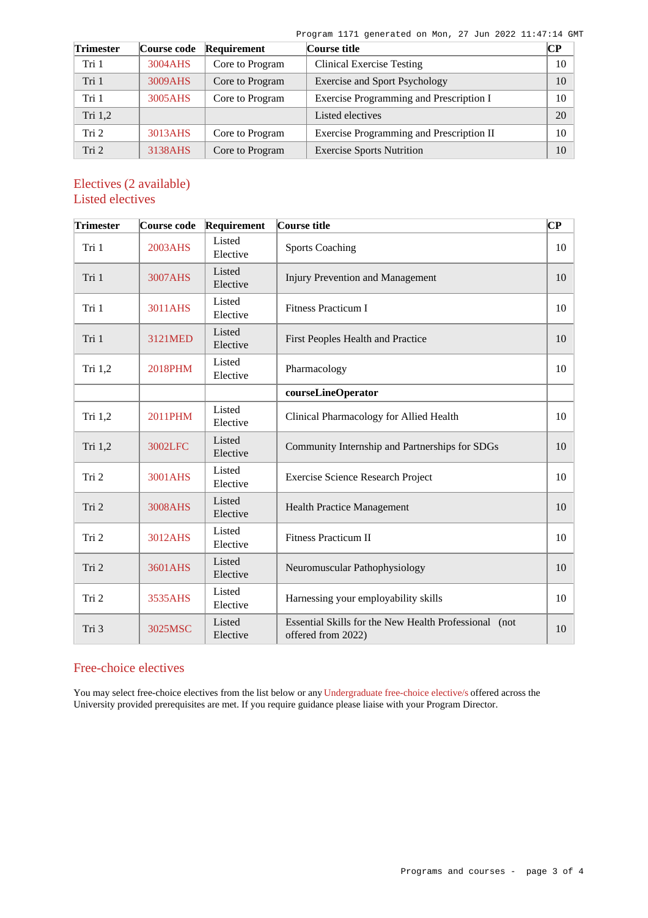| Trimester | Course code | Requirement | Course title | CP |
|---|---|---|---|---|
| Tri 1 | 3004AHS | Core to Program | Clinical Exercise Testing | 10 |
| Tri 1 | 3009AHS | Core to Program | Exercise and Sport Psychology | 10 |
| Tri 1 | 3005AHS | Core to Program | Exercise Programming and Prescription I | 10 |
| Tri 1,2 | | | Listed electives | 20 |
| Tri 2 | 3013AHS | Core to Program | Exercise Programming and Prescription II | 10 |
| Tri 2 | 3138AHS | Core to Program | Exercise Sports Nutrition | 10 |

## Electives (2 available)

### Listed electives

| Trimester | Course code | Requirement | Course title | CP |
|---|---|---|---|---|
| Tri 1 | 2003AHS | Listed Elective | Sports Coaching | 10 |
| Tri 1 | 3007AHS | Listed Elective | Injury Prevention and Management | 10 |
| Tri 1 | 3011AHS | Listed Elective | Fitness Practicum I | 10 |
| Tri 1 | 3121MED | Listed Elective | First Peoples Health and Practice | 10 |
| Tri 1,2 | 2018PHM | Listed Elective | Pharmacology | 10 |
| | | | **courseLineOperator** | |
| Tri 1,2 | 2011PHM | Listed Elective | Clinical Pharmacology for Allied Health | 10 |
| Tri 1,2 | 3002LFC | Listed Elective | Community Internship and Partnerships for SDGs | 10 |
| Tri 2 | 3001AHS | Listed Elective | Exercise Science Research Project | 10 |
| Tri 2 | 3008AHS | Listed Elective | Health Practice Management | 10 |
| Tri 2 | 3012AHS | Listed Elective | Fitness Practicum II | 10 |
| Tri 2 | 3601AHS | Listed Elective | Neuromuscular Pathophysiology | 10 |
| Tri 2 | 3535AHS | Listed Elective | Harnessing your employability skills | 10 |
| Tri 3 | 3025MSC | Listed Elective | Essential Skills for the New Health Professional (not offered from 2022) | 10 |

## Free-choice electives

You may select free-choice electives from the list below or any Undergraduate free-choice elective/s offered across the University provided prerequisites are met. If you require guidance please liaise with your Program Director.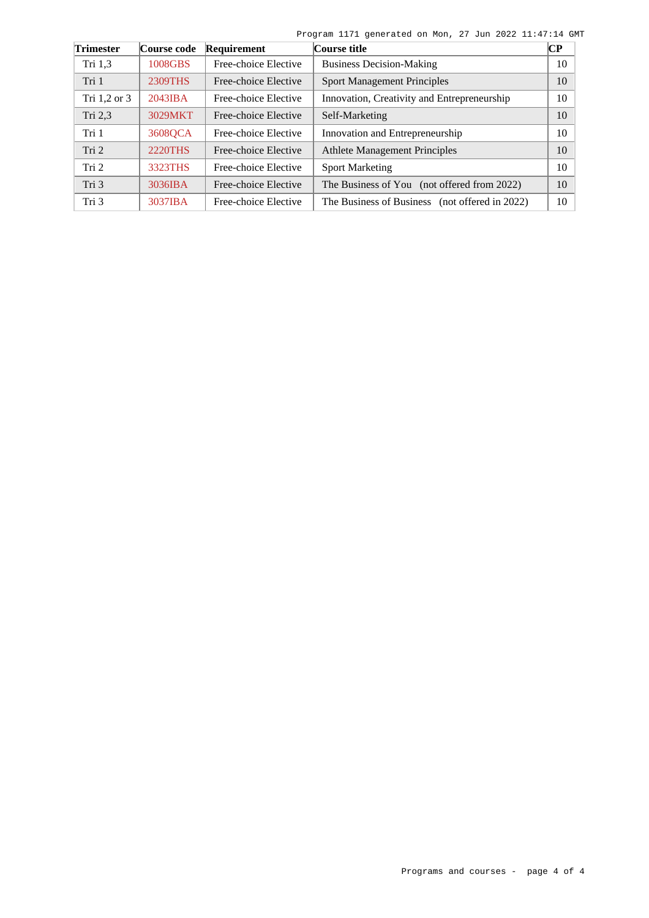| Trimester | Course code | Requirement | Course title | CP |
|---|---|---|---|---|
| Tri 1,3 | 1008GBS | Free-choice Elective | Business Decision-Making | 10 |
| Tri 1 | 2309THS | Free-choice Elective | Sport Management Principles | 10 |
| Tri 1,2 or 3 | 2043IBA | Free-choice Elective | Innovation, Creativity and Entrepreneurship | 10 |
| Tri 2,3 | 3029MKT | Free-choice Elective | Self-Marketing | 10 |
| Tri 1 | 3608QCA | Free-choice Elective | Innovation and Entrepreneurship | 10 |
| Tri 2 | 2220THS | Free-choice Elective | Athlete Management Principles | 10 |
| Tri 2 | 3323THS | Free-choice Elective | Sport Marketing | 10 |
| Tri 3 | 3036IBA | Free-choice Elective | The Business of You (not offered from 2022) | 10 |
| Tri 3 | 3037IBA | Free-choice Elective | The Business of Business (not offered in 2022) | 10 |